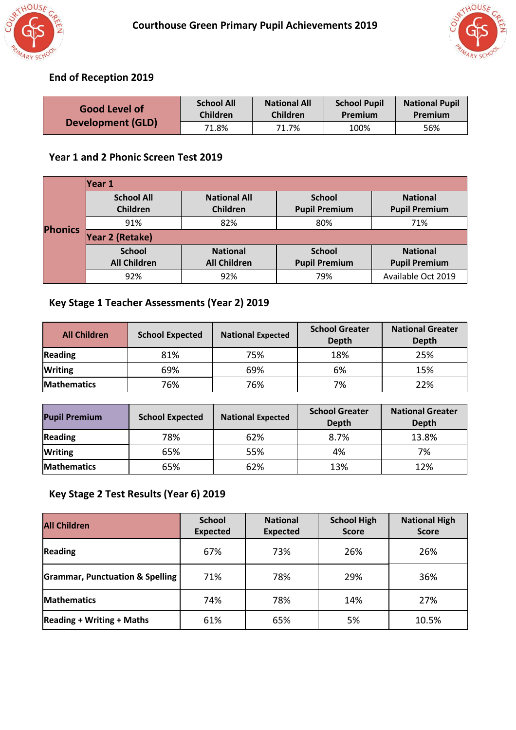# Courthouse Green Primary Pupil Achievements 2019

## End of Reception 2019

| Good Level of Development (GLD) | School All Children | National All Children | School Pupil Premium | National Pupil Premium |
|---|---|---|---|---|
| | 71.8% | 71.7% | 100% | 56% |

## Year 1 and 2 Phonic Screen Test 2019

| Phonics | Year 1 | | | |
|---|---|---|---|---|
| | School All Children | National All Children | School Pupil Premium | National Pupil Premium |
| | 91% | 82% | 80% | 71% |
| | Year 2 (Retake) | | | |
| | School All Children | National All Children | School Pupil Premium | National Pupil Premium |
| | 92% | 92% | 79% | Available Oct 2019 |

## Key Stage 1 Teacher Assessments (Year 2) 2019

| All Children | School Expected | National Expected | School Greater Depth | National Greater Depth |
|---|---|---|---|---|
| Reading | 81% | 75% | 18% | 25% |
| Writing | 69% | 69% | 6% | 15% |
| Mathematics | 76% | 76% | 7% | 22% |

| Pupil Premium | School Expected | National Expected | School Greater Depth | National Greater Depth |
|---|---|---|---|---|
| Reading | 78% | 62% | 8.7% | 13.8% |
| Writing | 65% | 55% | 4% | 7% |
| Mathematics | 65% | 62% | 13% | 12% |

## Key Stage 2 Test Results (Year 6) 2019

| All Children | School Expected | National Expected | School High Score | National High Score |
|---|---|---|---|---|
| Reading | 67% | 73% | 26% | 26% |
| Grammar, Punctuation & Spelling | 71% | 78% | 29% | 36% |
| Mathematics | 74% | 78% | 14% | 27% |
| Reading + Writing + Maths | 61% | 65% | 5% | 10.5% |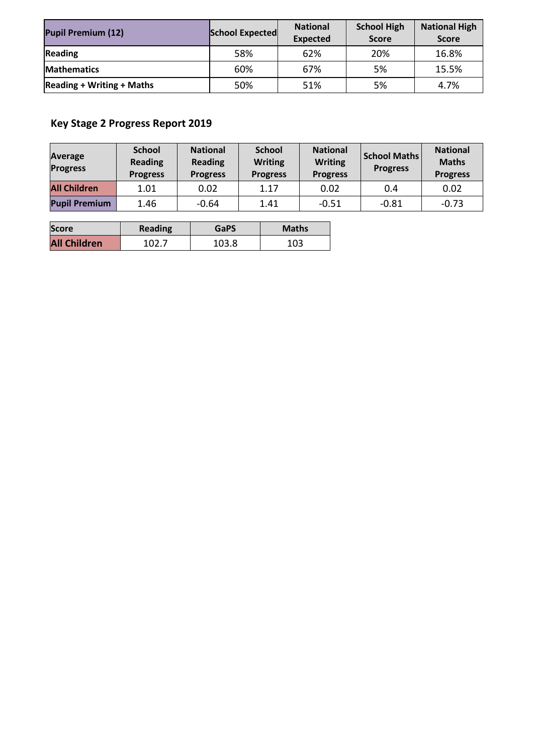| Pupil Premium (12) | School Expected | National Expected | School High Score | National High Score |
| --- | --- | --- | --- | --- |
| Reading | 58% | 62% | 20% | 16.8% |
| Mathematics | 60% | 67% | 5% | 15.5% |
| Reading + Writing + Maths | 50% | 51% | 5% | 4.7% |

## Key Stage 2 Progress Report 2019

| Average Progress | School Reading Progress | National Reading Progress | School Writing Progress | National Writing Progress | School Maths Progress | National Maths Progress |
| --- | --- | --- | --- | --- | --- | --- |
| All Children | 1.01 | 0.02 | 1.17 | 0.02 | 0.4 | 0.02 |
| Pupil Premium | 1.46 | -0.64 | 1.41 | -0.51 | -0.81 | -0.73 |

| Score | Reading | GaPS | Maths |
| --- | --- | --- | --- |
| All Children | 102.7 | 103.8 | 103 |